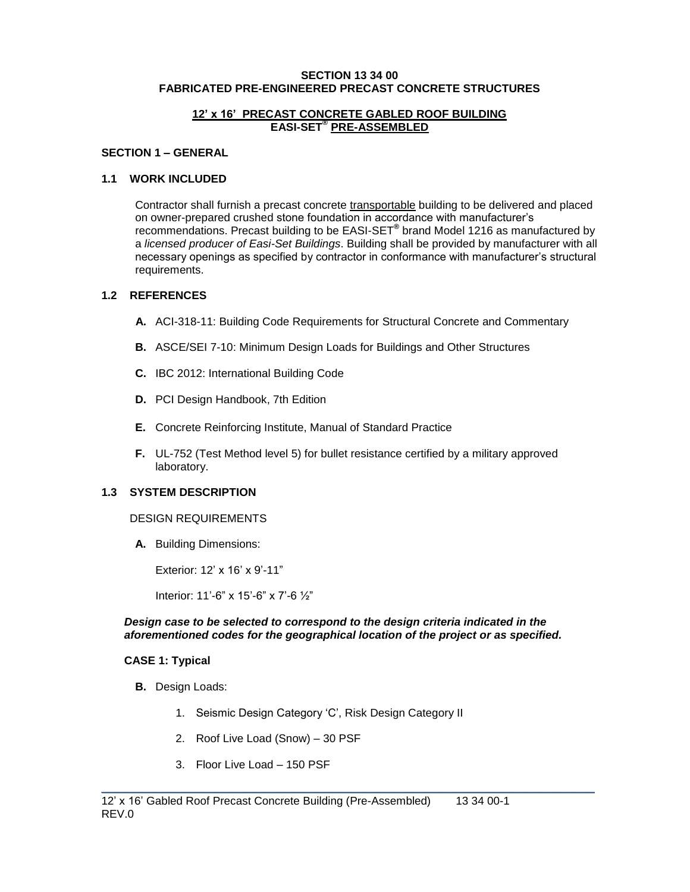# SECTION 13 34 00
# FABRICATED PRE-ENGINEERED PRECAST CONCRETE STRUCTURES

## 12' x 16' PRECAST CONCRETE GABLED ROOF BUILDING
## EASI-SET® PRE-ASSEMBLED

### SECTION 1 – GENERAL

### 1.1 WORK INCLUDED

Contractor shall furnish a precast concrete transportable building to be delivered and placed on owner-prepared crushed stone foundation in accordance with manufacturer's recommendations. Precast building to be EASI-SET® brand Model 1216 as manufactured by a *licensed producer of Easi-Set Buildings*. Building shall be provided by manufacturer with all necessary openings as specified by contractor in conformance with manufacturer's structural requirements.

### 1.2 REFERENCES

**A.** ACI-318-11: Building Code Requirements for Structural Concrete and Commentary

**B.** ASCE/SEI 7-10: Minimum Design Loads for Buildings and Other Structures

**C.** IBC 2012: International Building Code

**D.** PCI Design Handbook, 7th Edition

**E.** Concrete Reinforcing Institute, Manual of Standard Practice

**F.** UL-752 (Test Method level 5) for bullet resistance certified by a military approved laboratory.

### 1.3 SYSTEM DESCRIPTION

DESIGN REQUIREMENTS

**A.** Building Dimensions:

Exterior: 12' x 16' x 9'-11"

Interior: 11'-6" x 15'-6" x 7'-6 ½"

***Design case to be selected to correspond to the design criteria indicated in the aforementioned codes for the geographical location of the project or as specified.***

**CASE 1: Typical**

**B.** Design Loads:

1. Seismic Design Category 'C', Risk Design Category II
2. Roof Live Load (Snow) – 30 PSF
3. Floor Live Load – 150 PSF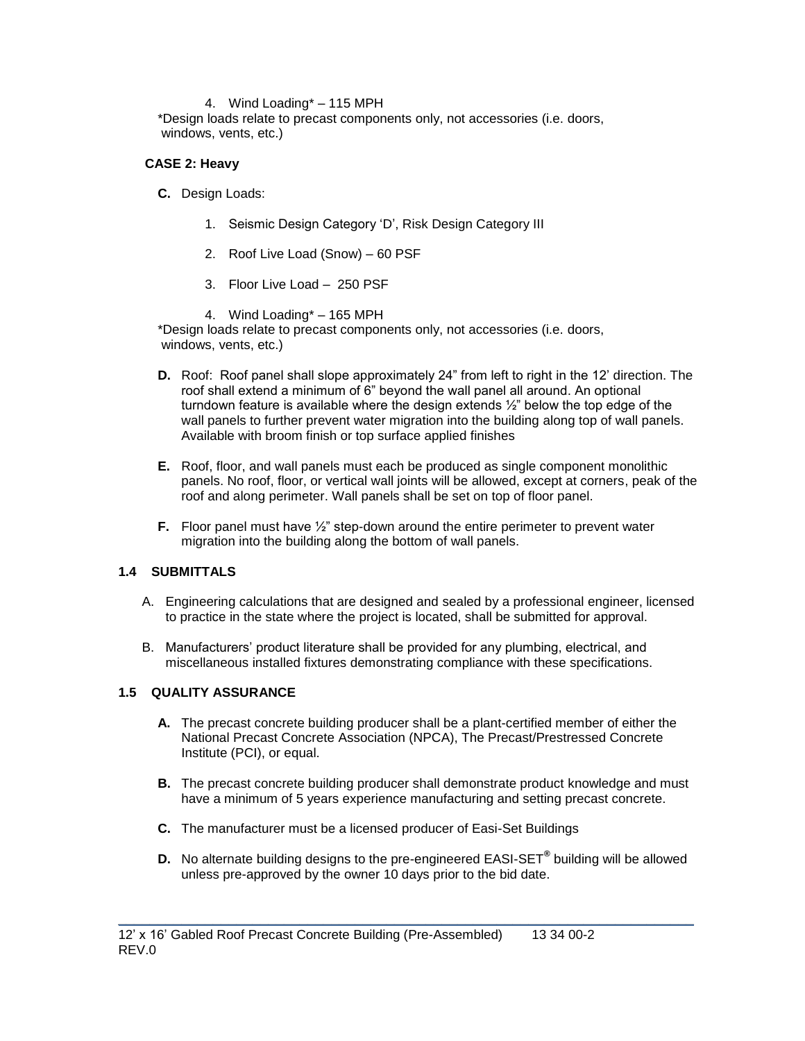4. Wind Loading* – 115 MPH

*Design loads relate to precast components only, not accessories (i.e. doors, windows, vents, etc.)

**CASE 2: Heavy**

**C.** Design Loads:

1. Seismic Design Category 'D', Risk Design Category III
2. Roof Live Load (Snow) – 60 PSF
3. Floor Live Load – 250 PSF
4. Wind Loading* – 165 MPH

*Design loads relate to precast components only, not accessories (i.e. doors, windows, vents, etc.)

**D.** Roof: Roof panel shall slope approximately 24" from left to right in the 12' direction. The roof shall extend a minimum of 6" beyond the wall panel all around. An optional turndown feature is available where the design extends ½" below the top edge of the wall panels to further prevent water migration into the building along top of wall panels. Available with broom finish or top surface applied finishes

**E.** Roof, floor, and wall panels must each be produced as single component monolithic panels. No roof, floor, or vertical wall joints will be allowed, except at corners, peak of the roof and along perimeter. Wall panels shall be set on top of floor panel.

**F.** Floor panel must have ½" step-down around the entire perimeter to prevent water migration into the building along the bottom of wall panels.

### 1.4 SUBMITTALS

A. Engineering calculations that are designed and sealed by a professional engineer, licensed to practice in the state where the project is located, shall be submitted for approval.

B. Manufacturers' product literature shall be provided for any plumbing, electrical, and miscellaneous installed fixtures demonstrating compliance with these specifications.

### 1.5 QUALITY ASSURANCE

**A.** The precast concrete building producer shall be a plant-certified member of either the National Precast Concrete Association (NPCA), The Precast/Prestressed Concrete Institute (PCI), or equal.

**B.** The precast concrete building producer shall demonstrate product knowledge and must have a minimum of 5 years experience manufacturing and setting precast concrete.

**C.** The manufacturer must be a licensed producer of Easi-Set Buildings

**D.** No alternate building designs to the pre-engineered EASI-SET® building will be allowed unless pre-approved by the owner 10 days prior to the bid date.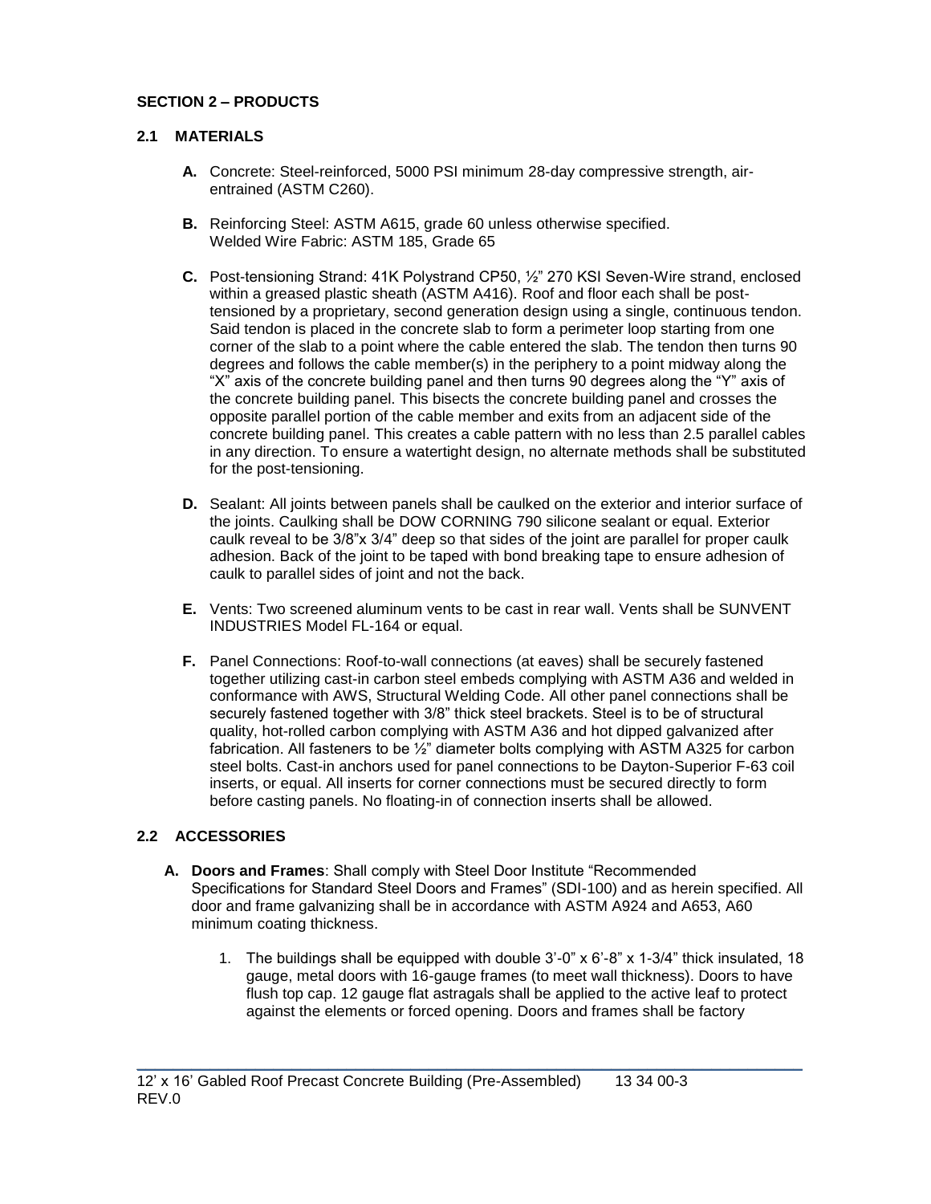## SECTION 2 – PRODUCTS

### 2.1 MATERIALS

**A.** Concrete: Steel-reinforced, 5000 PSI minimum 28-day compressive strength, air-entrained (ASTM C260).

**B.** Reinforcing Steel: ASTM A615, grade 60 unless otherwise specified.
Welded Wire Fabric: ASTM 185, Grade 65

**C.** Post-tensioning Strand: 41K Polystrand CP50, ½" 270 KSI Seven-Wire strand, enclosed within a greased plastic sheath (ASTM A416). Roof and floor each shall be post-tensioned by a proprietary, second generation design using a single, continuous tendon. Said tendon is placed in the concrete slab to form a perimeter loop starting from one corner of the slab to a point where the cable entered the slab. The tendon then turns 90 degrees and follows the cable member(s) in the periphery to a point midway along the "X" axis of the concrete building panel and then turns 90 degrees along the "Y" axis of the concrete building panel. This bisects the concrete building panel and crosses the opposite parallel portion of the cable member and exits from an adjacent side of the concrete building panel. This creates a cable pattern with no less than 2.5 parallel cables in any direction. To ensure a watertight design, no alternate methods shall be substituted for the post-tensioning.

**D.** Sealant: All joints between panels shall be caulked on the exterior and interior surface of the joints. Caulking shall be DOW CORNING 790 silicone sealant or equal. Exterior caulk reveal to be 3/8"x 3/4" deep so that sides of the joint are parallel for proper caulk adhesion. Back of the joint to be taped with bond breaking tape to ensure adhesion of caulk to parallel sides of joint and not the back.

**E.** Vents: Two screened aluminum vents to be cast in rear wall. Vents shall be SUNVENT INDUSTRIES Model FL-164 or equal.

**F.** Panel Connections: Roof-to-wall connections (at eaves) shall be securely fastened together utilizing cast-in carbon steel embeds complying with ASTM A36 and welded in conformance with AWS, Structural Welding Code. All other panel connections shall be securely fastened together with 3/8" thick steel brackets. Steel is to be of structural quality, hot-rolled carbon complying with ASTM A36 and hot dipped galvanized after fabrication. All fasteners to be ½" diameter bolts complying with ASTM A325 for carbon steel bolts. Cast-in anchors used for panel connections to be Dayton-Superior F-63 coil inserts, or equal. All inserts for corner connections must be secured directly to form before casting panels. No floating-in of connection inserts shall be allowed.

### 2.2 ACCESSORIES

**A. Doors and Frames**: Shall comply with Steel Door Institute "Recommended Specifications for Standard Steel Doors and Frames" (SDI-100) and as herein specified. All door and frame galvanizing shall be in accordance with ASTM A924 and A653, A60 minimum coating thickness.

1. The buildings shall be equipped with double 3'-0" x 6'-8" x 1-3/4" thick insulated, 18 gauge, metal doors with 16-gauge frames (to meet wall thickness). Doors to have flush top cap. 12 gauge flat astragals shall be applied to the active leaf to protect against the elements or forced opening. Doors and frames shall be factory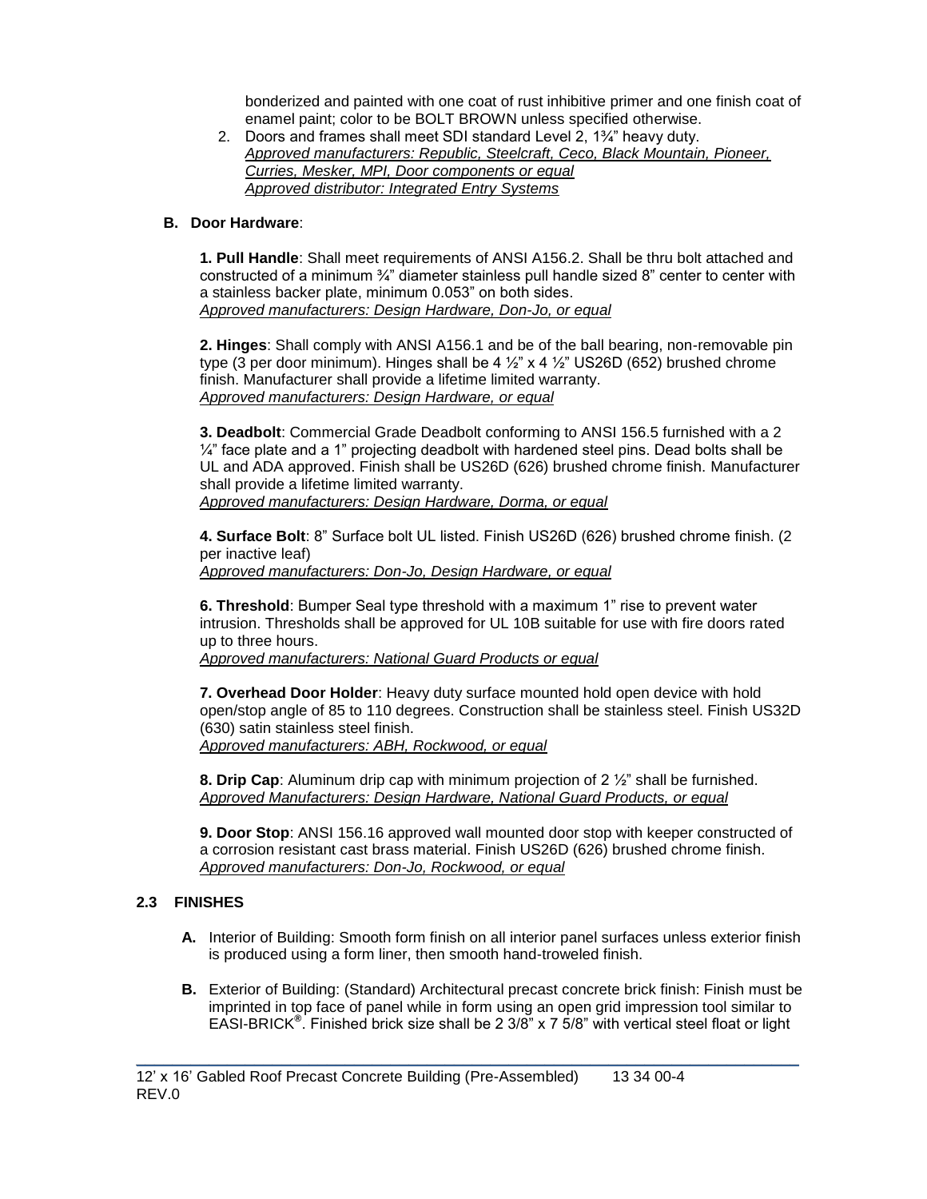bonderized and painted with one coat of rust inhibitive primer and one finish coat of enamel paint; color to be BOLT BROWN unless specified otherwise.

2. Doors and frames shall meet SDI standard Level 2, 1¾" heavy duty.
   *Approved manufacturers: Republic, Steelcraft, Ceco, Black Mountain, Pioneer, Curries, Mesker, MPI, Door components or equal*
   *Approved distributor: Integrated Entry Systems*

**B. Door Hardware**:

**1. Pull Handle**: Shall meet requirements of ANSI A156.2. Shall be thru bolt attached and constructed of a minimum ¾" diameter stainless pull handle sized 8" center to center with a stainless backer plate, minimum 0.053" on both sides.
*Approved manufacturers: Design Hardware, Don-Jo, or equal*

**2. Hinges**: Shall comply with ANSI A156.1 and be of the ball bearing, non-removable pin type (3 per door minimum). Hinges shall be 4 ½" x 4 ½" US26D (652) brushed chrome finish. Manufacturer shall provide a lifetime limited warranty.
*Approved manufacturers: Design Hardware, or equal*

**3. Deadbolt**: Commercial Grade Deadbolt conforming to ANSI 156.5 furnished with a 2 ¼" face plate and a 1" projecting deadbolt with hardened steel pins. Dead bolts shall be UL and ADA approved. Finish shall be US26D (626) brushed chrome finish. Manufacturer shall provide a lifetime limited warranty.
*Approved manufacturers: Design Hardware, Dorma, or equal*

**4. Surface Bolt**: 8" Surface bolt UL listed. Finish US26D (626) brushed chrome finish. (2 per inactive leaf)
*Approved manufacturers: Don-Jo, Design Hardware, or equal*

**6. Threshold**: Bumper Seal type threshold with a maximum 1" rise to prevent water intrusion. Thresholds shall be approved for UL 10B suitable for use with fire doors rated up to three hours.
*Approved manufacturers: National Guard Products or equal*

**7. Overhead Door Holder**: Heavy duty surface mounted hold open device with hold open/stop angle of 85 to 110 degrees. Construction shall be stainless steel. Finish US32D (630) satin stainless steel finish.
*Approved manufacturers: ABH, Rockwood, or equal*

**8. Drip Cap**: Aluminum drip cap with minimum projection of 2 ½" shall be furnished.
*Approved Manufacturers: Design Hardware, National Guard Products, or equal*

**9. Door Stop**: ANSI 156.16 approved wall mounted door stop with keeper constructed of a corrosion resistant cast brass material. Finish US26D (626) brushed chrome finish.
*Approved manufacturers: Don-Jo, Rockwood, or equal*

## 2.3 FINISHES

**A.** Interior of Building: Smooth form finish on all interior panel surfaces unless exterior finish is produced using a form liner, then smooth hand-troweled finish.

**B.** Exterior of Building: (Standard) Architectural precast concrete brick finish: Finish must be imprinted in top face of panel while in form using an open grid impression tool similar to EASI-BRICK®. Finished brick size shall be 2 3/8" x 7 5/8" with vertical steel float or light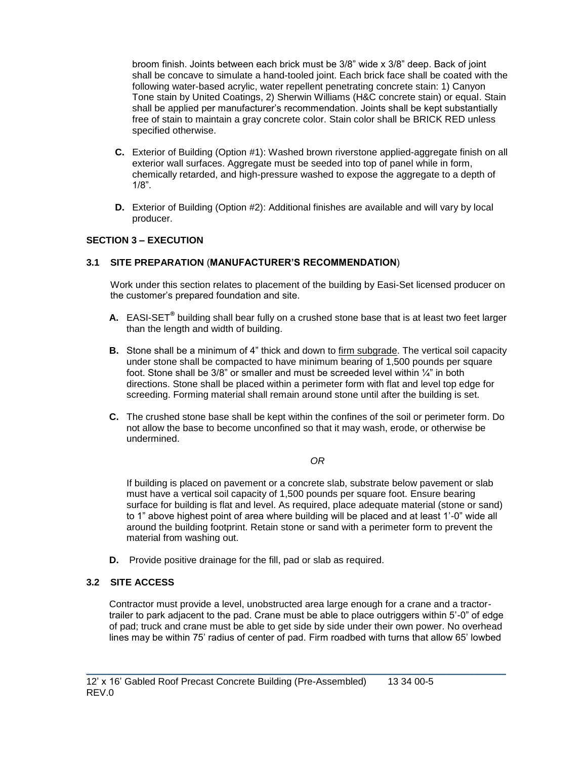broom finish. Joints between each brick must be 3/8" wide x 3/8" deep. Back of joint shall be concave to simulate a hand-tooled joint. Each brick face shall be coated with the following water-based acrylic, water repellent penetrating concrete stain: 1) Canyon Tone stain by United Coatings, 2) Sherwin Williams (H&C concrete stain) or equal. Stain shall be applied per manufacturer's recommendation. Joints shall be kept substantially free of stain to maintain a gray concrete color. Stain color shall be BRICK RED unless specified otherwise.

**C.** Exterior of Building (Option #1): Washed brown riverstone applied-aggregate finish on all exterior wall surfaces. Aggregate must be seeded into top of panel while in form, chemically retarded, and high-pressure washed to expose the aggregate to a depth of 1/8".

**D.** Exterior of Building (Option #2): Additional finishes are available and will vary by local producer.

## SECTION 3 – EXECUTION

### 3.1 SITE PREPARATION (MANUFACTURER'S RECOMMENDATION)

Work under this section relates to placement of the building by Easi-Set licensed producer on the customer's prepared foundation and site.

**A.** EASI-SET® building shall bear fully on a crushed stone base that is at least two feet larger than the length and width of building.

**B.** Stone shall be a minimum of 4" thick and down to firm subgrade. The vertical soil capacity under stone shall be compacted to have minimum bearing of 1,500 pounds per square foot. Stone shall be 3/8" or smaller and must be screeded level within ¼" in both directions. Stone shall be placed within a perimeter form with flat and level top edge for screeding. Forming material shall remain around stone until after the building is set.

**C.** The crushed stone base shall be kept within the confines of the soil or perimeter form. Do not allow the base to become unconfined so that it may wash, erode, or otherwise be undermined.

*OR*

If building is placed on pavement or a concrete slab, substrate below pavement or slab must have a vertical soil capacity of 1,500 pounds per square foot. Ensure bearing surface for building is flat and level. As required, place adequate material (stone or sand) to 1" above highest point of area where building will be placed and at least 1'-0" wide all around the building footprint. Retain stone or sand with a perimeter form to prevent the material from washing out.

**D.** Provide positive drainage for the fill, pad or slab as required.

### 3.2 SITE ACCESS

Contractor must provide a level, unobstructed area large enough for a crane and a tractor-trailer to park adjacent to the pad. Crane must be able to place outriggers within 5'-0" of edge of pad; truck and crane must be able to get side by side under their own power. No overhead lines may be within 75' radius of center of pad. Firm roadbed with turns that allow 65' lowbed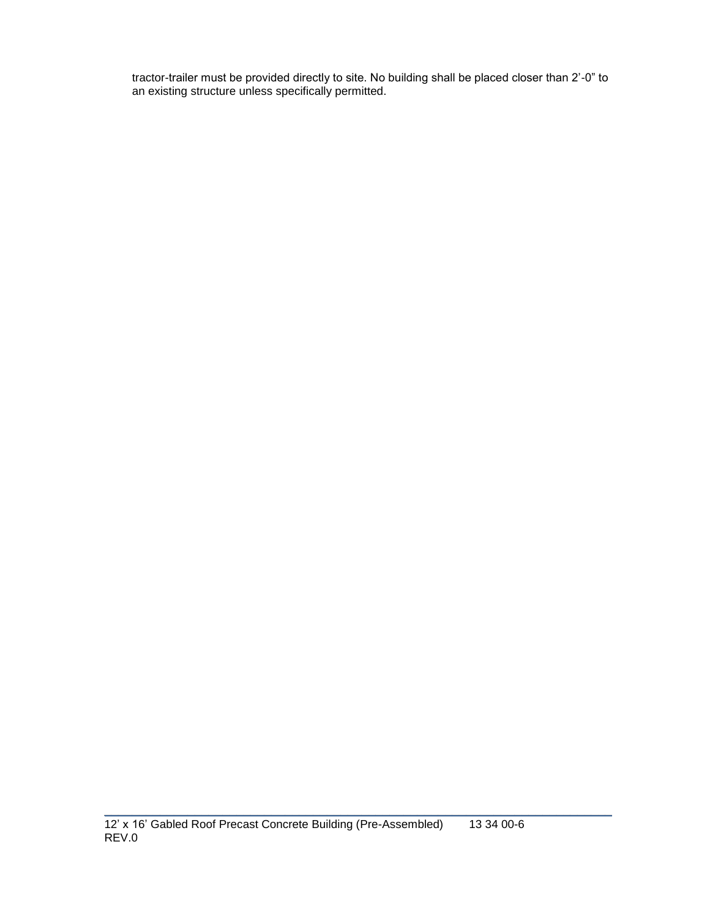tractor-trailer must be provided directly to site. No building shall be placed closer than 2’-0” to an existing structure unless specifically permitted.